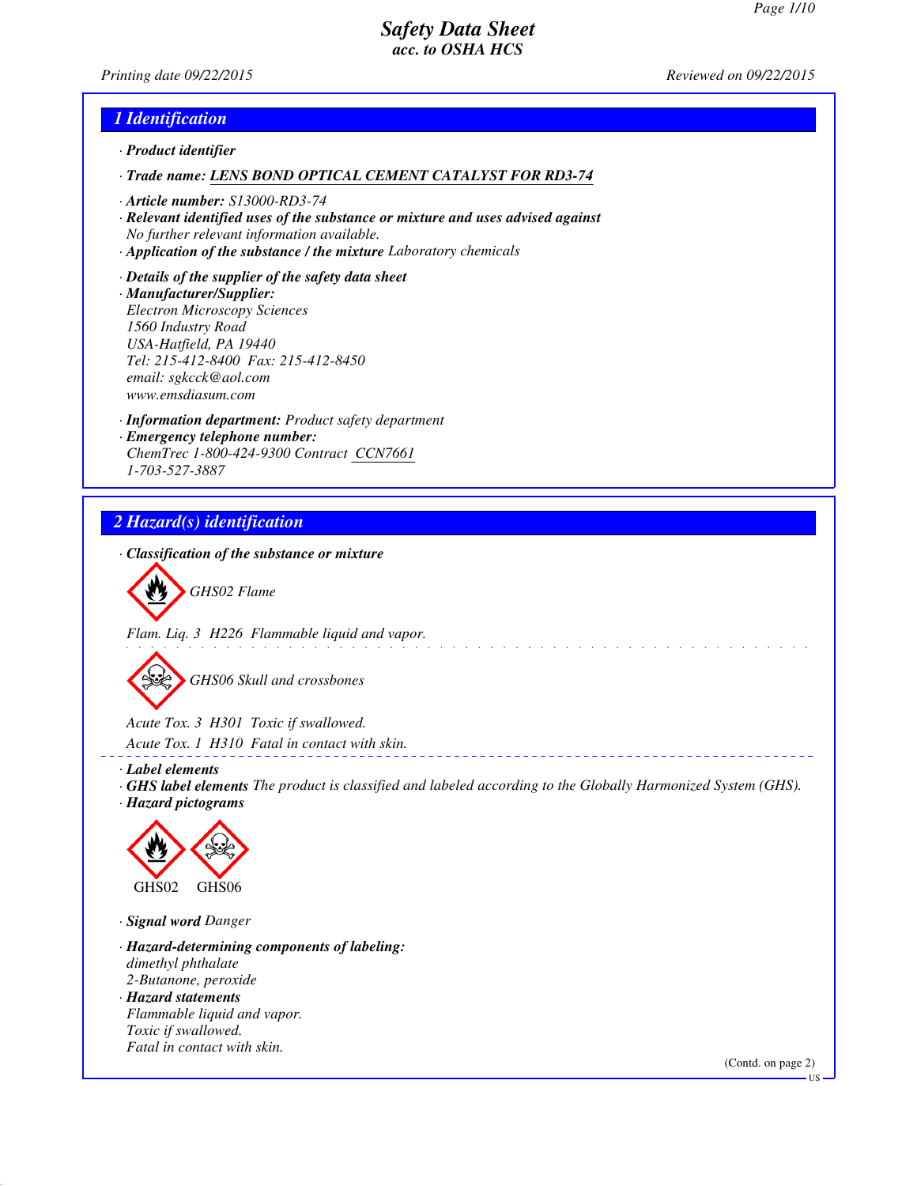# Safety Data Sheet
## acc. to OSHA HCS

Printing date 09/22/2015 Reviewed on 09/22/2015

## 1 Identification

· **Product identifier**

· **Trade name:** LENS BOND OPTICAL CEMENT CATALYST FOR RD3-74

· **Article number:** S13000-RD3-74

· **Relevant identified uses of the substance or mixture and uses advised against**
No further relevant information available.

· **Application of the substance / the mixture** Laboratory chemicals

· **Details of the supplier of the safety data sheet**

· **Manufacturer/Supplier:**
Electron Microscopy Sciences
1560 Industry Road
USA-Hatfield, PA 19440
Tel: 215-412-8400 Fax: 215-412-8450
email: sgkcck@aol.com
www.emsdiasum.com

· **Information department:** Product safety department

· **Emergency telephone number:**
ChemTrec 1-800-424-9300 Contract CCN7661
1-703-527-3887

## 2 Hazard(s) identification

· **Classification of the substance or mixture**

GHS02 Flame

Flam. Liq. 3 H226 Flammable liquid and vapor.

GHS06 Skull and crossbones

Acute Tox. 3 H301 Toxic if swallowed.

Acute Tox. 1 H310 Fatal in contact with skin.

· **Label elements**

· **GHS label elements** The product is classified and labeled according to the Globally Harmonized System (GHS).

· **Hazard pictograms**

GHS02 GHS06

· **Signal word** Danger

· **Hazard-determining components of labeling:**
dimethyl phthalate
2-Butanone, peroxide

· **Hazard statements**
Flammable liquid and vapor.
Toxic if swallowed.
Fatal in contact with skin.

(Contd. on page 2)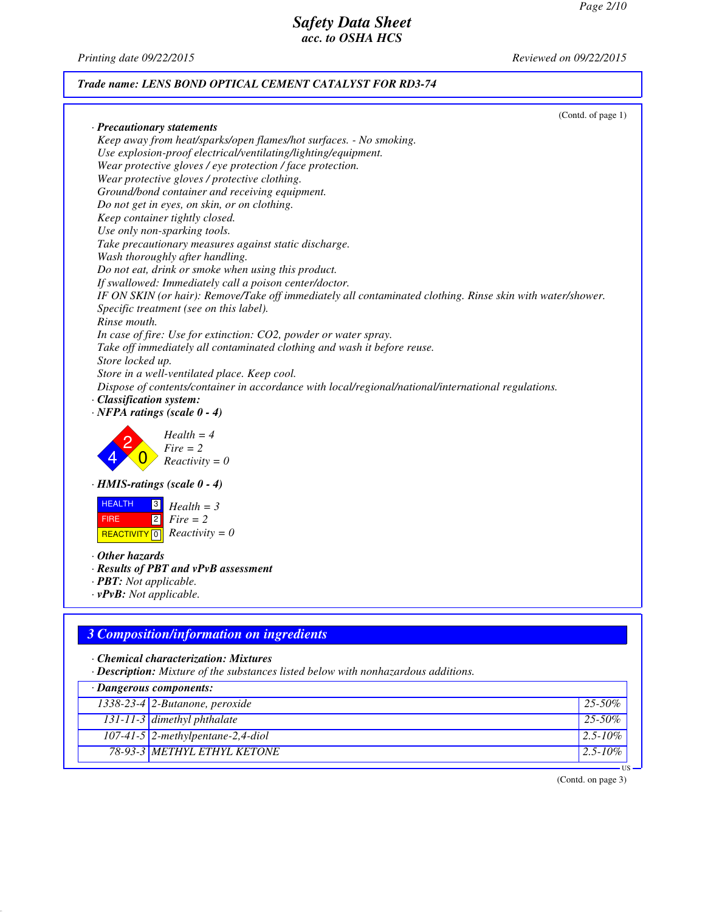**Trade name: LENS BOND OPTICAL CEMENT CATALYST FOR RD3-74**

(Contd. of page 1)

· **Precautionary statements**

Keep away from heat/sparks/open flames/hot surfaces. - No smoking.
Use explosion-proof electrical/ventilating/lighting/equipment.
Wear protective gloves / eye protection / face protection.
Wear protective gloves / protective clothing.
Ground/bond container and receiving equipment.
Do not get in eyes, on skin, or on clothing.
Keep container tightly closed.
Use only non-sparking tools.
Take precautionary measures against static discharge.
Wash thoroughly after handling.
Do not eat, drink or smoke when using this product.
If swallowed: Immediately call a poison center/doctor.
IF ON SKIN (or hair): Remove/Take off immediately all contaminated clothing. Rinse skin with water/shower.
Specific treatment (see on this label).
Rinse mouth.
In case of fire: Use for extinction: CO2, powder or water spray.
Take off immediately all contaminated clothing and wash it before reuse.
Store locked up.
Store in a well-ventilated place. Keep cool.
Dispose of contents/container in accordance with local/regional/national/international regulations.

· **Classification system:**

· **NFPA ratings (scale 0 - 4)**

Health = 4
Fire = 2
Reactivity = 0

· **HMIS-ratings (scale 0 - 4)**

| | | |
|---|---|---|
| HEALTH | 3 | Health = 3 |
| FIRE | 2 | Fire = 2 |
| REACTIVITY | 0 | Reactivity = 0 |

· **Other hazards**

· **Results of PBT and vPvB assessment**

· **PBT:** Not applicable.

· **vPvB:** Not applicable.

## 3 Composition/information on ingredients

· **Chemical characterization: Mixtures**

· **Description:** Mixture of the substances listed below with nonhazardous additions.

| · Dangerous components: | | |
|---|---|---|
| 1338-23-4 | 2-Butanone, peroxide | 25-50% |
| 131-11-3 | dimethyl phthalate | 25-50% |
| 107-41-5 | 2-methylpentane-2,4-diol | 2.5-10% |
| 78-93-3 | METHYL ETHYL KETONE | 2.5-10% |

(Contd. on page 3)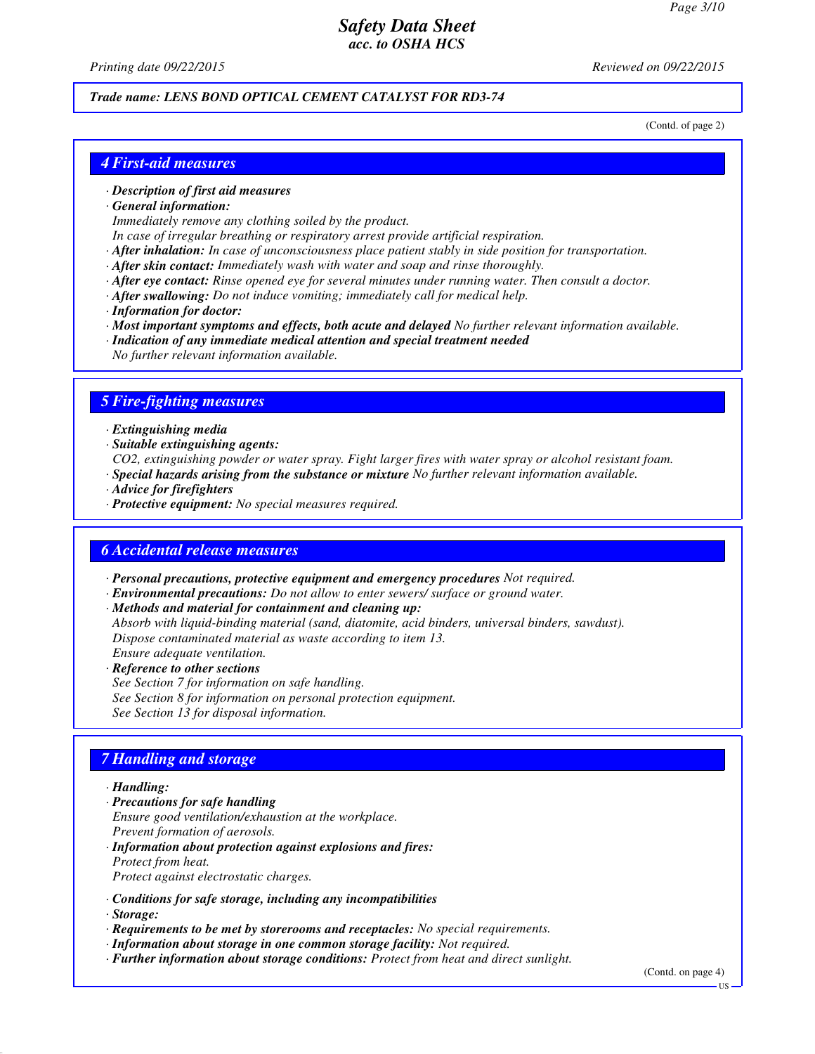Trade name: LENS BOND OPTICAL CEMENT CATALYST FOR RD3-74

(Contd. of page 2)

## 4 First-aid measures

· **Description of first aid measures**
· **General information:**
Immediately remove any clothing soiled by the product.
In case of irregular breathing or respiratory arrest provide artificial respiration.
· **After inhalation:** In case of unconsciousness place patient stably in side position for transportation.
· **After skin contact:** Immediately wash with water and soap and rinse thoroughly.
· **After eye contact:** Rinse opened eye for several minutes under running water. Then consult a doctor.
· **After swallowing:** Do not induce vomiting; immediately call for medical help.
· **Information for doctor:**
· **Most important symptoms and effects, both acute and delayed** No further relevant information available.
· **Indication of any immediate medical attention and special treatment needed**
No further relevant information available.

## 5 Fire-fighting measures

· **Extinguishing media**
· **Suitable extinguishing agents:**
CO2, extinguishing powder or water spray. Fight larger fires with water spray or alcohol resistant foam.
· **Special hazards arising from the substance or mixture** No further relevant information available.
· **Advice for firefighters**
· **Protective equipment:** No special measures required.

## 6 Accidental release measures

· **Personal precautions, protective equipment and emergency procedures** Not required.
· **Environmental precautions:** Do not allow to enter sewers/ surface or ground water.
· **Methods and material for containment and cleaning up:**
Absorb with liquid-binding material (sand, diatomite, acid binders, universal binders, sawdust).
Dispose contaminated material as waste according to item 13.
Ensure adequate ventilation.
· **Reference to other sections**
See Section 7 for information on safe handling.
See Section 8 for information on personal protection equipment.
See Section 13 for disposal information.

## 7 Handling and storage

· **Handling:**
· **Precautions for safe handling**
Ensure good ventilation/exhaustion at the workplace.
Prevent formation of aerosols.
· **Information about protection against explosions and fires:**
Protect from heat.
Protect against electrostatic charges.

· **Conditions for safe storage, including any incompatibilities**
· **Storage:**
· **Requirements to be met by storerooms and receptacles:** No special requirements.
· **Information about storage in one common storage facility:** Not required.
· **Further information about storage conditions:** Protect from heat and direct sunlight.

(Contd. on page 4)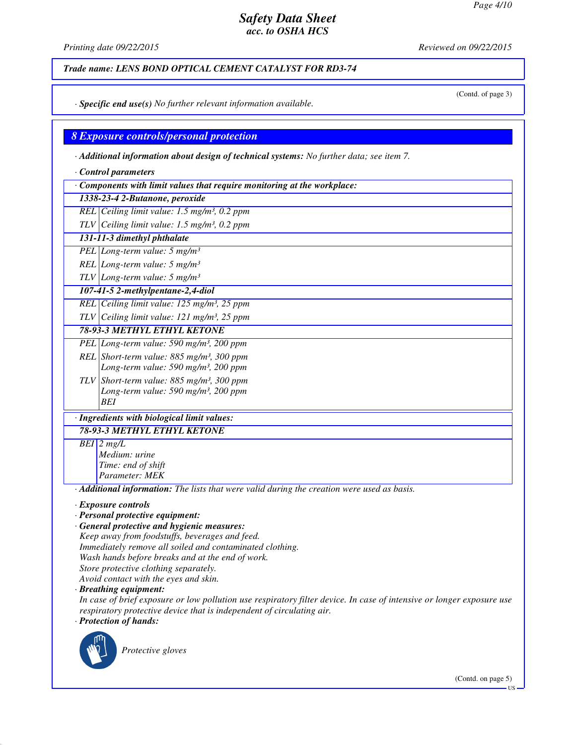Trade name: LENS BOND OPTICAL CEMENT CATALYST FOR RD3-74

(Contd. of page 3)

· **Specific end use(s)** No further relevant information available.

## 8 Exposure controls/personal protection

· **Additional information about design of technical systems:** No further data; see item 7.

· **Control parameters**

| · Components with limit values that require monitoring at the workplace: | |
|---|---|
| **1338-23-4 2-Butanone, peroxide** | |
| REL | Ceiling limit value: 1.5 mg/m³, 0.2 ppm |
| TLV | Ceiling limit value: 1.5 mg/m³, 0.2 ppm |
| **131-11-3 dimethyl phthalate** | |
| PEL | Long-term value: 5 mg/m³ |
| REL | Long-term value: 5 mg/m³ |
| TLV | Long-term value: 5 mg/m³ |
| **107-41-5 2-methylpentane-2,4-diol** | |
| REL | Ceiling limit value: 125 mg/m³, 25 ppm |
| TLV | Ceiling limit value: 121 mg/m³, 25 ppm |
| **78-93-3 METHYL ETHYL KETONE** | |
| PEL | Long-term value: 590 mg/m³, 200 ppm |
| REL | Short-term value: 885 mg/m³, 300 ppm<br>Long-term value: 590 mg/m³, 200 ppm |
| TLV | Short-term value: 885 mg/m³, 300 ppm<br>Long-term value: 590 mg/m³, 200 ppm<br>BEI |

| · Ingredients with biological limit values: | |
|---|---|
| **78-93-3 METHYL ETHYL KETONE** | |
| BEI | 2 mg/L<br>Medium: urine<br>Time: end of shift<br>Parameter: MEK |

· **Additional information:** The lists that were valid during the creation were used as basis.

· **Exposure controls**
· **Personal protective equipment:**
· **General protective and hygienic measures:**
Keep away from foodstuffs, beverages and feed.
Immediately remove all soiled and contaminated clothing.
Wash hands before breaks and at the end of work.
Store protective clothing separately.
Avoid contact with the eyes and skin.
· **Breathing equipment:**
In case of brief exposure or low pollution use respiratory filter device. In case of intensive or longer exposure use respiratory protective device that is independent of circulating air.
· **Protection of hands:**

Protective gloves

(Contd. on page 5)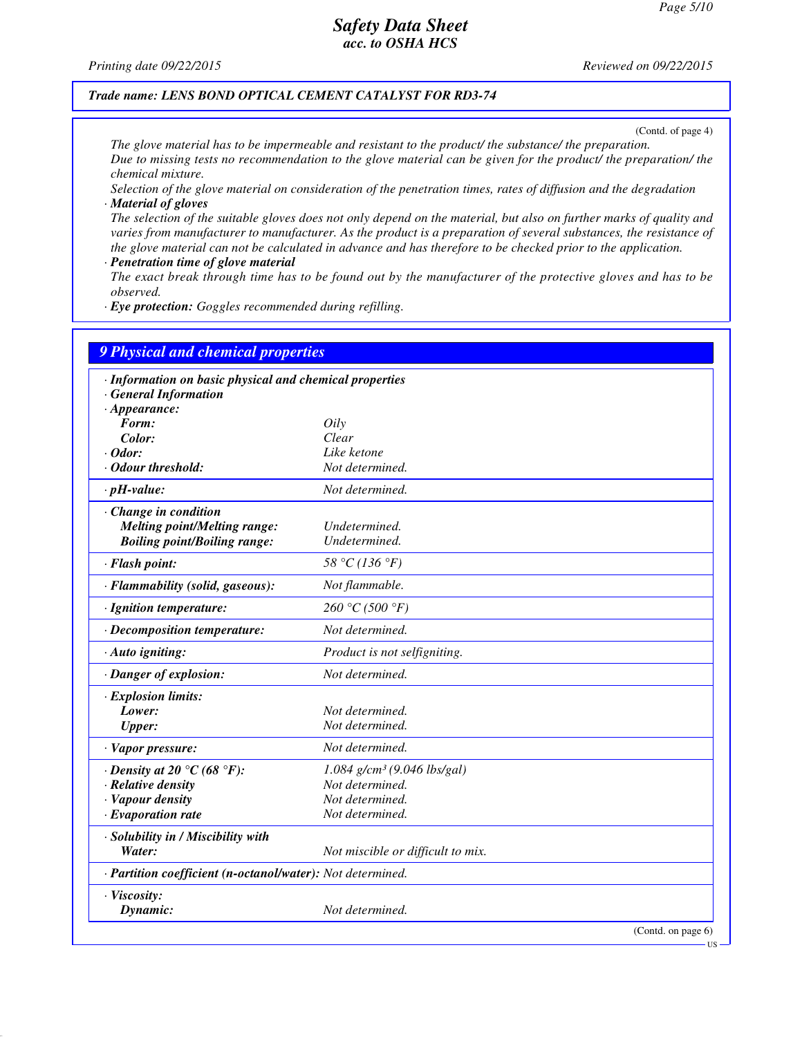**Trade name: LENS BOND OPTICAL CEMENT CATALYST FOR RD3-74**

(Contd. of page 4)

*The glove material has to be impermeable and resistant to the product/ the substance/ the preparation.*
*Due to missing tests no recommendation to the glove material can be given for the product/ the preparation/ the chemical mixture.*
*Selection of the glove material on consideration of the penetration times, rates of diffusion and the degradation*

· ***Material of gloves***
*The selection of the suitable gloves does not only depend on the material, but also on further marks of quality and varies from manufacturer to manufacturer. As the product is a preparation of several substances, the resistance of the glove material can not be calculated in advance and has therefore to be checked prior to the application.*

· ***Penetration time of glove material***
*The exact break through time has to be found out by the manufacturer of the protective gloves and has to be observed.*

· ***Eye protection:*** *Goggles recommended during refilling.*

## 9 Physical and chemical properties

| | |
|---|---|
| · ***Information on basic physical and chemical properties*** | |
| · ***General Information*** | |
| · ***Appearance:*** | |
| ***Form:*** | *Oily* |
| ***Color:*** | *Clear* |
| · ***Odor:*** | *Like ketone* |
| · ***Odour threshold:*** | *Not determined.* |
| · ***pH-value:*** | *Not determined.* |
| · ***Change in condition*** | |
| ***Melting point/Melting range:*** | *Undetermined.* |
| ***Boiling point/Boiling range:*** | *Undetermined.* |
| · ***Flash point:*** | *58 °C (136 °F)* |
| · ***Flammability (solid, gaseous):*** | *Not flammable.* |
| · ***Ignition temperature:*** | *260 °C (500 °F)* |
| · ***Decomposition temperature:*** | *Not determined.* |
| · ***Auto igniting:*** | *Product is not selfigniting.* |
| · ***Danger of explosion:*** | *Not determined.* |
| · ***Explosion limits:*** | |
| ***Lower:*** | *Not determined.* |
| ***Upper:*** | *Not determined.* |
| · ***Vapor pressure:*** | *Not determined.* |
| · ***Density at 20 °C (68 °F):*** | *1.084 g/cm³ (9.046 lbs/gal)* |
| · ***Relative density*** | *Not determined.* |
| · ***Vapour density*** | *Not determined.* |
| · ***Evaporation rate*** | *Not determined.* |
| · ***Solubility in / Miscibility with*** | |
| ***Water:*** | *Not miscible or difficult to mix.* |
| · ***Partition coefficient (n-octanol/water):*** | *Not determined.* |
| · ***Viscosity:*** | |
| ***Dynamic:*** | *Not determined.* |

(Contd. on page 6)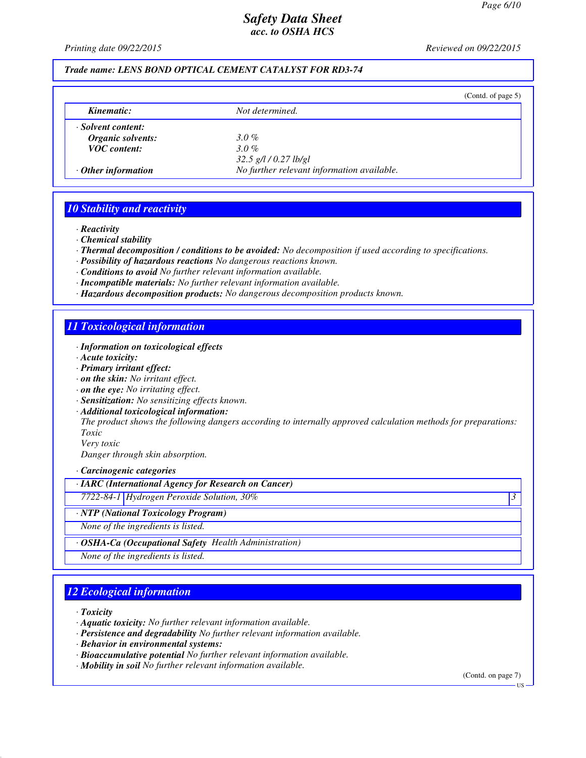**Trade name: LENS BOND OPTICAL CEMENT CATALYST FOR RD3-74**

(Contd. of page 5)

| | |
|---|---|
| *Kinematic:* | Not determined. |
| · **Solvent content:** | |
| *Organic solvents:* | 3.0 % |
| *VOC content:* | 3.0 % |
| | 32.5 g/l / 0.27 lb/gl |
| · **Other information** | No further relevant information available. |

## 10 Stability and reactivity

· **Reactivity**
· **Chemical stability**
· **Thermal decomposition / conditions to be avoided:** No decomposition if used according to specifications.
· **Possibility of hazardous reactions** No dangerous reactions known.
· **Conditions to avoid** No further relevant information available.
· **Incompatible materials:** No further relevant information available.
· **Hazardous decomposition products:** No dangerous decomposition products known.

## 11 Toxicological information

· **Information on toxicological effects**
· **Acute toxicity:**
· **Primary irritant effect:**
· **on the skin:** No irritant effect.
· **on the eye:** No irritating effect.
· **Sensitization:** No sensitizing effects known.
· **Additional toxicological information:**
The product shows the following dangers according to internally approved calculation methods for preparations:
Toxic
Very toxic
Danger through skin absorption.

· **Carcinogenic categories**

| · **IARC (International Agency for Research on Cancer)** | | |
|---|---|---|
| 7722-84-1 | Hydrogen Peroxide Solution, 30% | 3 |

| · **NTP (National Toxicology Program)** |
|---|
| None of the ingredients is listed. |

| · **OSHA-Ca (Occupational Safety Health Administration)** |
|---|
| None of the ingredients is listed. |

## 12 Ecological information

· **Toxicity**
· **Aquatic toxicity:** No further relevant information available.
· **Persistence and degradability** No further relevant information available.
· **Behavior in environmental systems:**
· **Bioaccumulative potential** No further relevant information available.
· **Mobility in soil** No further relevant information available.

(Contd. on page 7)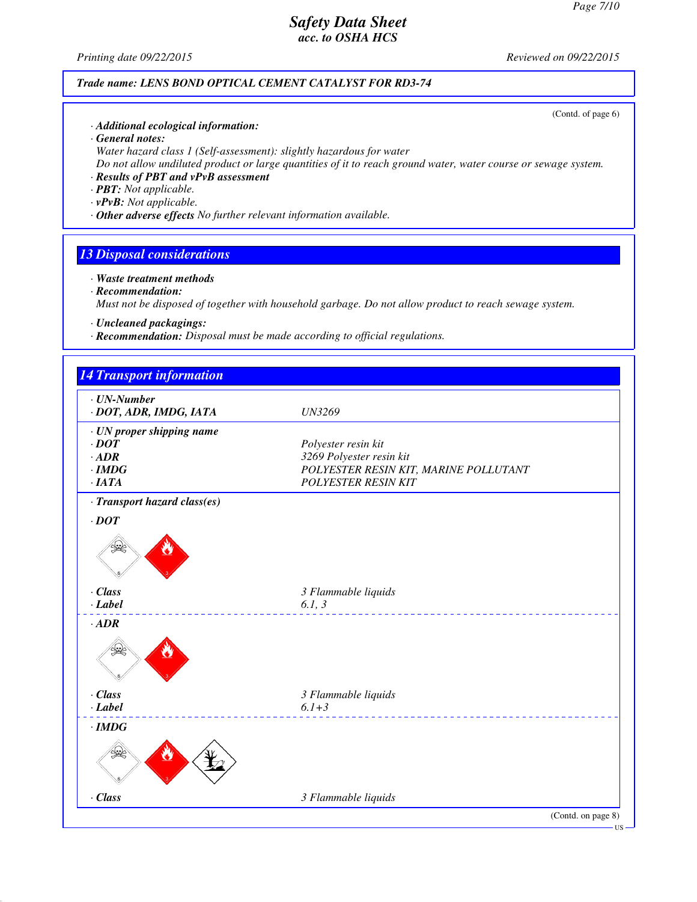**Trade name: LENS BOND OPTICAL CEMENT CATALYST FOR RD3-74**

(Contd. of page 6)

· **Additional ecological information:**
· **General notes:**
Water hazard class 1 (Self-assessment): slightly hazardous for water
Do not allow undiluted product or large quantities of it to reach ground water, water course or sewage system.
· **Results of PBT and vPvB assessment**
· **PBT:** Not applicable.
· **vPvB:** Not applicable.
· **Other adverse effects** No further relevant information available.

## 13 Disposal considerations

· **Waste treatment methods**
· **Recommendation:**
Must not be disposed of together with household garbage. Do not allow product to reach sewage system.

· **Uncleaned packagings:**
· **Recommendation:** Disposal must be made according to official regulations.

## 14 Transport information

| | |
|---|---|
| · **UN-Number** | |
| · **DOT, ADR, IMDG, IATA** | UN3269 |
| · **UN proper shipping name** | |
| · **DOT** | Polyester resin kit |
| · **ADR** | 3269 Polyester resin kit |
| · **IMDG** | POLYESTER RESIN KIT, MARINE POLLUTANT |
| · **IATA** | POLYESTER RESIN KIT |

· **Transport hazard class(es)**

· **DOT**

| | |
|---|---|
| · **Class** | 3 Flammable liquids |
| · **Label** | 6.1, 3 |

· **ADR**

| | |
|---|---|
| · **Class** | 3 Flammable liquids |
| · **Label** | 6.1+3 |

· **IMDG**

| | |
|---|---|
| · **Class** | 3 Flammable liquids |

(Contd. on page 8)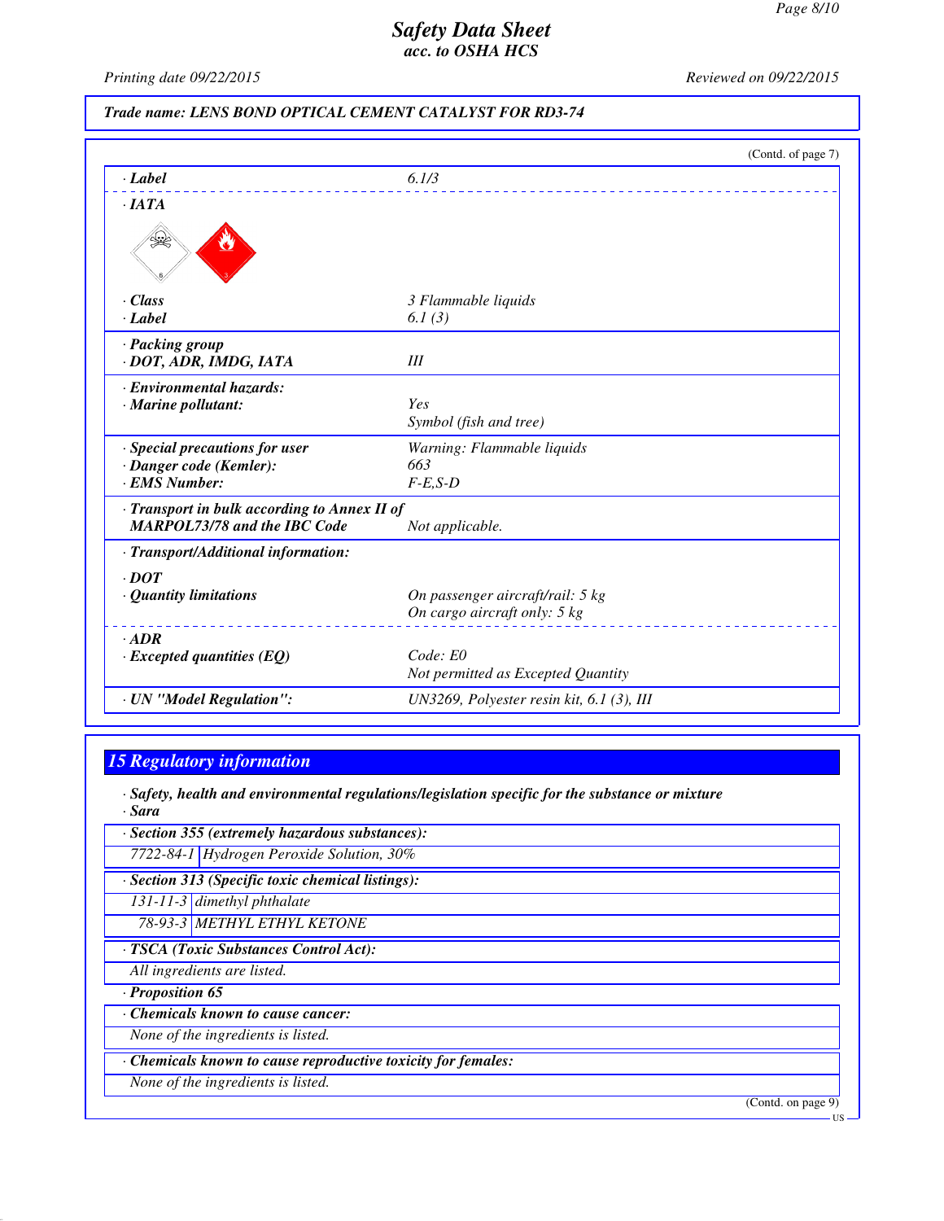**Trade name: LENS BOND OPTICAL CEMENT CATALYST FOR RD3-74**

(Contd. of page 7)

| | |
|---|---|
| · **Label** | 6.1/3 |
| · **IATA** | |
| · **Class** | 3 Flammable liquids |
| · **Label** | 6.1 (3) |
| · **Packing group** | |
| · **DOT, ADR, IMDG, IATA** | III |
| · **Environmental hazards:** | |
| · **Marine pollutant:** | Yes<br>Symbol (fish and tree) |
| · **Special precautions for user** | Warning: Flammable liquids |
| · **Danger code (Kemler):** | 663 |
| · **EMS Number:** | F-E,S-D |
| · **Transport in bulk according to Annex II of MARPOL73/78 and the IBC Code** | Not applicable. |
| · **Transport/Additional information:** | |
| · **DOT** | |
| · **Quantity limitations** | On passenger aircraft/rail: 5 kg<br>On cargo aircraft only: 5 kg |
| · **ADR** | |
| · **Excepted quantities (EQ)** | Code: E0<br>Not permitted as Excepted Quantity |
| · **UN "Model Regulation":** | UN3269, Polyester resin kit, 6.1 (3), III |

## 15 Regulatory information

· **Safety, health and environmental regulations/legislation specific for the substance or mixture**

· **Sara**

· **Section 355 (extremely hazardous substances):**

| | |
|---|---|
| 7722-84-1 | Hydrogen Peroxide Solution, 30% |

· **Section 313 (Specific toxic chemical listings):**

| | |
|---|---|
| 131-11-3 | dimethyl phthalate |
| 78-93-3 | METHYL ETHYL KETONE |

· **TSCA (Toxic Substances Control Act):**

All ingredients are listed.

· **Proposition 65**

· **Chemicals known to cause cancer:**

None of the ingredients is listed.

· **Chemicals known to cause reproductive toxicity for females:**

None of the ingredients is listed.

(Contd. on page 9)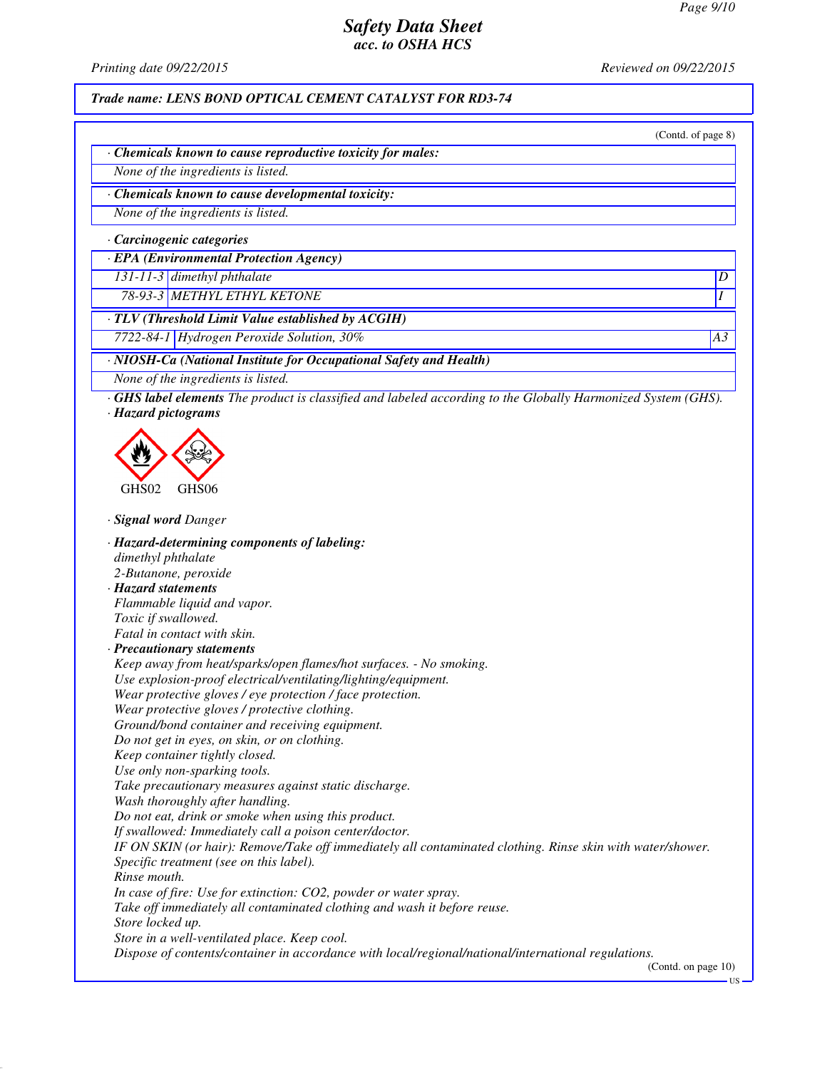# Safety Data Sheet
## acc. to OSHA HCS

Printing date 09/22/2015 Reviewed on 09/22/2015

**Trade name: LENS BOND OPTICAL CEMENT CATALYST FOR RD3-74**

(Contd. of page 8)

· **Chemicals known to cause reproductive toxicity for males:**

None of the ingredients is listed.

· **Chemicals known to cause developmental toxicity:**

None of the ingredients is listed.

· **Carcinogenic categories**

· **EPA (Environmental Protection Agency)**

| | | |
|---|---|---|
| 131-11-3 | dimethyl phthalate | D |
| 78-93-3 | METHYL ETHYL KETONE | I |

· **TLV (Threshold Limit Value established by ACGIH)**

| | | |
|---|---|---|
| 7722-84-1 | Hydrogen Peroxide Solution, 30% | A3 |

· **NIOSH-Ca (National Institute for Occupational Safety and Health)**

None of the ingredients is listed.

· **GHS label elements** The product is classified and labeled according to the Globally Harmonized System (GHS).

· **Hazard pictograms**

GHS02 GHS06

· **Signal word** Danger

· **Hazard-determining components of labeling:**

dimethyl phthalate
2-Butanone, peroxide

· **Hazard statements**

Flammable liquid and vapor.
Toxic if swallowed.
Fatal in contact with skin.

· **Precautionary statements**

Keep away from heat/sparks/open flames/hot surfaces. - No smoking.
Use explosion-proof electrical/ventilating/lighting/equipment.
Wear protective gloves / eye protection / face protection.
Wear protective gloves / protective clothing.
Ground/bond container and receiving equipment.
Do not get in eyes, on skin, or on clothing.
Keep container tightly closed.
Use only non-sparking tools.
Take precautionary measures against static discharge.
Wash thoroughly after handling.
Do not eat, drink or smoke when using this product.
If swallowed: Immediately call a poison center/doctor.
IF ON SKIN (or hair): Remove/Take off immediately all contaminated clothing. Rinse skin with water/shower.
Specific treatment (see on this label).
Rinse mouth.
In case of fire: Use for extinction: $CO_2$, powder or water spray.
Take off immediately all contaminated clothing and wash it before reuse.
Store locked up.
Store in a well-ventilated place. Keep cool.
Dispose of contents/container in accordance with local/regional/national/international regulations.

(Contd. on page 10)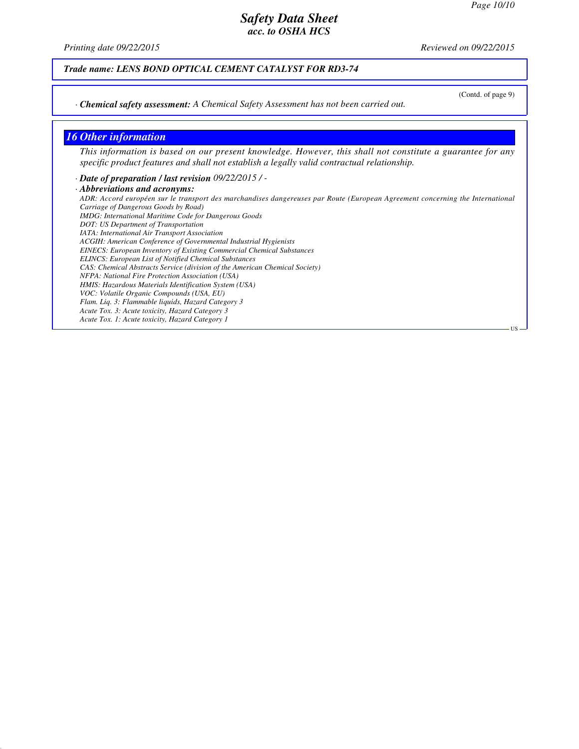Trade name: LENS BOND OPTICAL CEMENT CATALYST FOR RD3-74

(Contd. of page 9)

· **Chemical safety assessment:** A Chemical Safety Assessment has not been carried out.

## 16 Other information

This information is based on our present knowledge. However, this shall not constitute a guarantee for any specific product features and shall not establish a legally valid contractual relationship.

· **Date of preparation / last revision** 09/22/2015 / -

· **Abbreviations and acronyms:**

ADR: Accord européen sur le transport des marchandises dangereuses par Route (European Agreement concerning the International Carriage of Dangerous Goods by Road)
IMDG: International Maritime Code for Dangerous Goods
DOT: US Department of Transportation
IATA: International Air Transport Association
ACGIH: American Conference of Governmental Industrial Hygienists
EINECS: European Inventory of Existing Commercial Chemical Substances
ELINCS: European List of Notified Chemical Substances
CAS: Chemical Abstracts Service (division of the American Chemical Society)
NFPA: National Fire Protection Association (USA)
HMIS: Hazardous Materials Identification System (USA)
VOC: Volatile Organic Compounds (USA, EU)
Flam. Liq. 3: Flammable liquids, Hazard Category 3
Acute Tox. 3: Acute toxicity, Hazard Category 3
Acute Tox. 1: Acute toxicity, Hazard Category 1